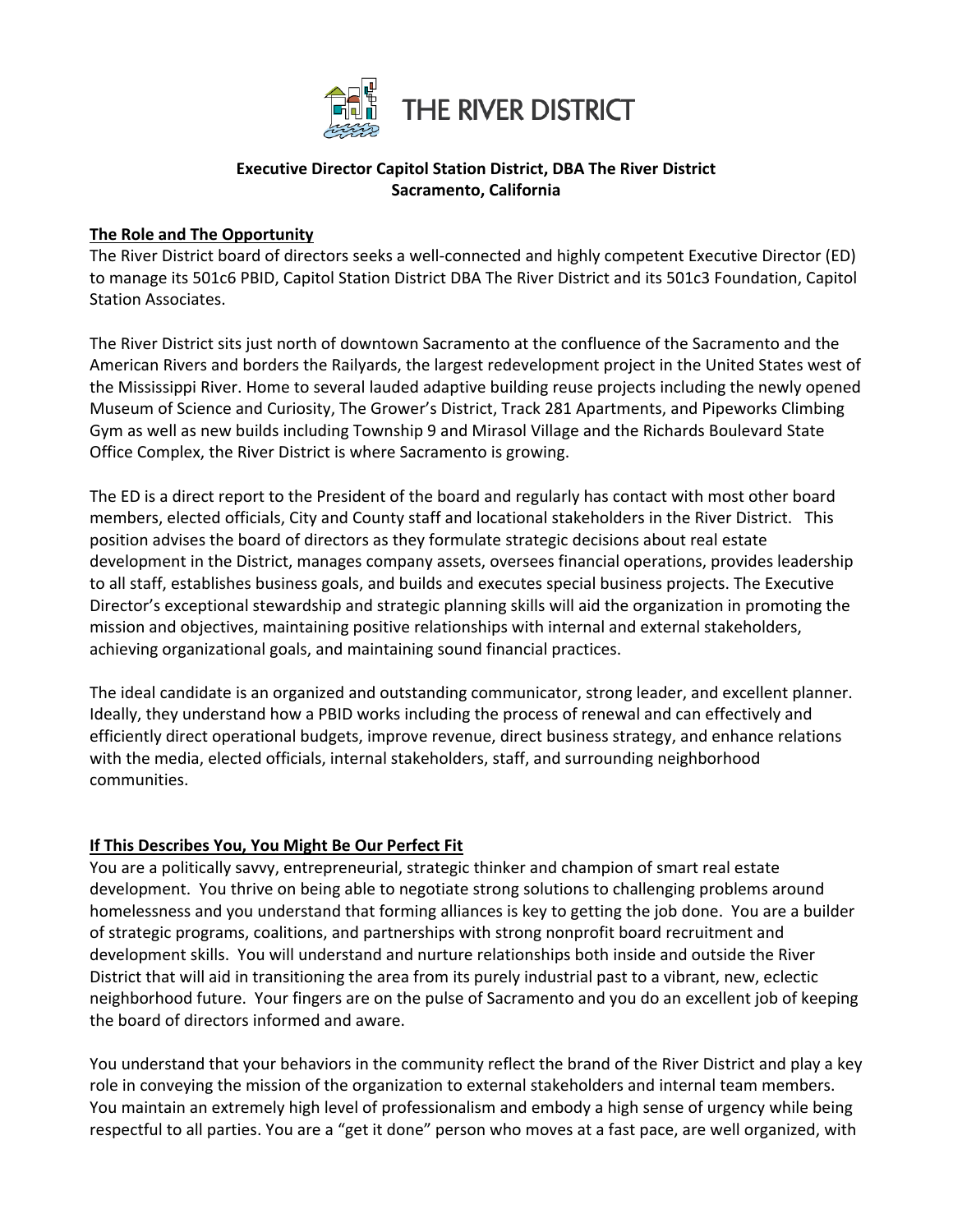# THE RIVER DISTRICT

**Executive Director Capitol Station District, DBA The River District**
**Sacramento, California**

## The Role and The Opportunity

The River District board of directors seeks a well-connected and highly competent Executive Director (ED) to manage its 501c6 PBID, Capitol Station District DBA The River District and its 501c3 Foundation, Capitol Station Associates.

The River District sits just north of downtown Sacramento at the confluence of the Sacramento and the American Rivers and borders the Railyards, the largest redevelopment project in the United States west of the Mississippi River. Home to several lauded adaptive building reuse projects including the newly opened Museum of Science and Curiosity, The Grower's District, Track 281 Apartments, and Pipeworks Climbing Gym as well as new builds including Township 9 and Mirasol Village and the Richards Boulevard State Office Complex, the River District is where Sacramento is growing.

The ED is a direct report to the President of the board and regularly has contact with most other board members, elected officials, City and County staff and locational stakeholders in the River District. This position advises the board of directors as they formulate strategic decisions about real estate development in the District, manages company assets, oversees financial operations, provides leadership to all staff, establishes business goals, and builds and executes special business projects. The Executive Director's exceptional stewardship and strategic planning skills will aid the organization in promoting the mission and objectives, maintaining positive relationships with internal and external stakeholders, achieving organizational goals, and maintaining sound financial practices.

The ideal candidate is an organized and outstanding communicator, strong leader, and excellent planner. Ideally, they understand how a PBID works including the process of renewal and can effectively and efficiently direct operational budgets, improve revenue, direct business strategy, and enhance relations with the media, elected officials, internal stakeholders, staff, and surrounding neighborhood communities.

## If This Describes You, You Might Be Our Perfect Fit

You are a politically savvy, entrepreneurial, strategic thinker and champion of smart real estate development. You thrive on being able to negotiate strong solutions to challenging problems around homelessness and you understand that forming alliances is key to getting the job done. You are a builder of strategic programs, coalitions, and partnerships with strong nonprofit board recruitment and development skills. You will understand and nurture relationships both inside and outside the River District that will aid in transitioning the area from its purely industrial past to a vibrant, new, eclectic neighborhood future. Your fingers are on the pulse of Sacramento and you do an excellent job of keeping the board of directors informed and aware.

You understand that your behaviors in the community reflect the brand of the River District and play a key role in conveying the mission of the organization to external stakeholders and internal team members. You maintain an extremely high level of professionalism and embody a high sense of urgency while being respectful to all parties. You are a "get it done" person who moves at a fast pace, are well organized, with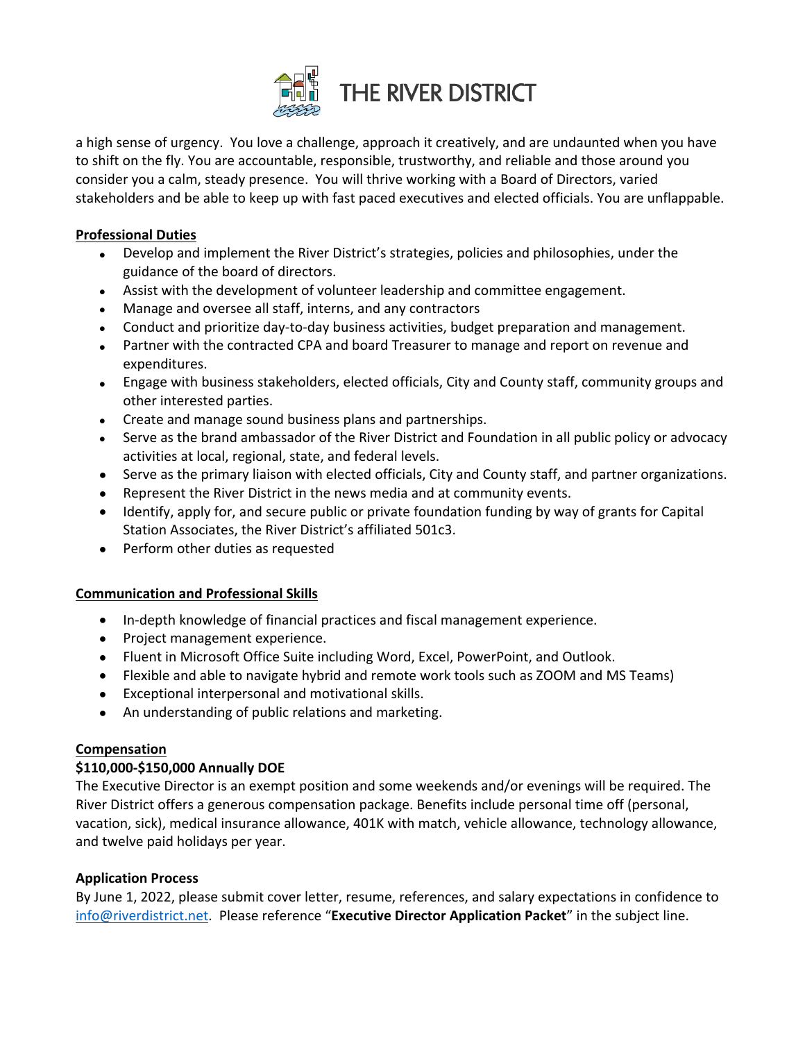a high sense of urgency. You love a challenge, approach it creatively, and are undaunted when you have to shift on the fly. You are accountable, responsible, trustworthy, and reliable and those around you consider you a calm, steady presence. You will thrive working with a Board of Directors, varied stakeholders and be able to keep up with fast paced executives and elected officials. You are unflappable.

## Professional Duties

- Develop and implement the River District's strategies, policies and philosophies, under the guidance of the board of directors.
- Assist with the development of volunteer leadership and committee engagement.
- Manage and oversee all staff, interns, and any contractors
- Conduct and prioritize day-to-day business activities, budget preparation and management.
- Partner with the contracted CPA and board Treasurer to manage and report on revenue and expenditures.
- Engage with business stakeholders, elected officials, City and County staff, community groups and other interested parties.
- Create and manage sound business plans and partnerships.
- Serve as the brand ambassador of the River District and Foundation in all public policy or advocacy activities at local, regional, state, and federal levels.
- Serve as the primary liaison with elected officials, City and County staff, and partner organizations.
- Represent the River District in the news media and at community events.
- Identify, apply for, and secure public or private foundation funding by way of grants for Capital Station Associates, the River District's affiliated 501c3.
- Perform other duties as requested

## Communication and Professional Skills

- In-depth knowledge of financial practices and fiscal management experience.
- Project management experience.
- Fluent in Microsoft Office Suite including Word, Excel, PowerPoint, and Outlook.
- Flexible and able to navigate hybrid and remote work tools such as ZOOM and MS Teams)
- Exceptional interpersonal and motivational skills.
- An understanding of public relations and marketing.

## Compensation

**$110,000-$150,000 Annually DOE**

The Executive Director is an exempt position and some weekends and/or evenings will be required. The River District offers a generous compensation package. Benefits include personal time off (personal, vacation, sick), medical insurance allowance, 401K with match, vehicle allowance, technology allowance, and twelve paid holidays per year.

## Application Process

By June 1, 2022, please submit cover letter, resume, references, and salary expectations in confidence to info@riverdistrict.net. Please reference "**Executive Director Application Packet**" in the subject line.